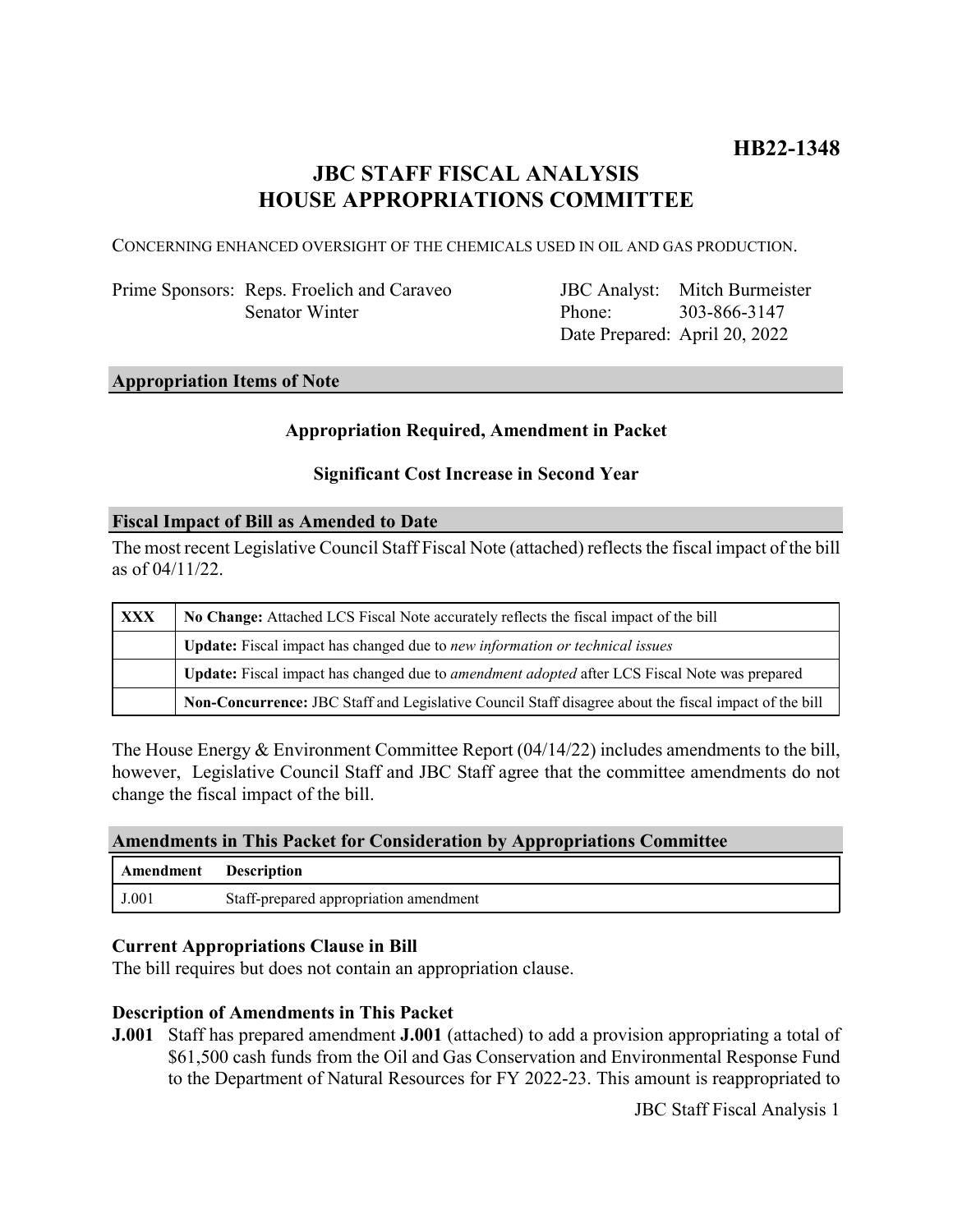**HB22-1348**

# JBC STAFF FISCAL ANALYSIS
# HOUSE APPROPRIATIONS COMMITTEE

CONCERNING ENHANCED OVERSIGHT OF THE CHEMICALS USED IN OIL AND GAS PRODUCTION.

| | | | |
|---|---|---|---|
| Prime Sponsors: | Reps. Froelich and Caraveo | JBC Analyst: | Mitch Burmeister |
| | Senator Winter | Phone: | 303-866-3147 |
| | | Date Prepared: | April 20, 2022 |

## Appropriation Items of Note

**Appropriation Required, Amendment in Packet**

**Significant Cost Increase in Second Year**

## Fiscal Impact of Bill as Amended to Date

The most recent Legislative Council Staff Fiscal Note (attached) reflects the fiscal impact of the bill as of 04/11/22.

| | |
|---|---|
| **XXX** | **No Change:** Attached LCS Fiscal Note accurately reflects the fiscal impact of the bill |
| | **Update:** Fiscal impact has changed due to *new information or technical issues* |
| | **Update:** Fiscal impact has changed due to *amendment adopted* after LCS Fiscal Note was prepared |
| | **Non-Concurrence:** JBC Staff and Legislative Council Staff disagree about the fiscal impact of the bill |

The House Energy & Environment Committee Report (04/14/22) includes amendments to the bill, however, Legislative Council Staff and JBC Staff agree that the committee amendments do not change the fiscal impact of the bill.

## Amendments in This Packet for Consideration by Appropriations Committee

| Amendment | Description |
|---|---|
| J.001 | Staff-prepared appropriation amendment |

### Current Appropriations Clause in Bill

The bill requires but does not contain an appropriation clause.

### Description of Amendments in This Packet

**J.001** Staff has prepared amendment **J.001** (attached) to add a provision appropriating a total of \$61,500 cash funds from the Oil and Gas Conservation and Environmental Response Fund to the Department of Natural Resources for FY 2022-23. This amount is reappropriated to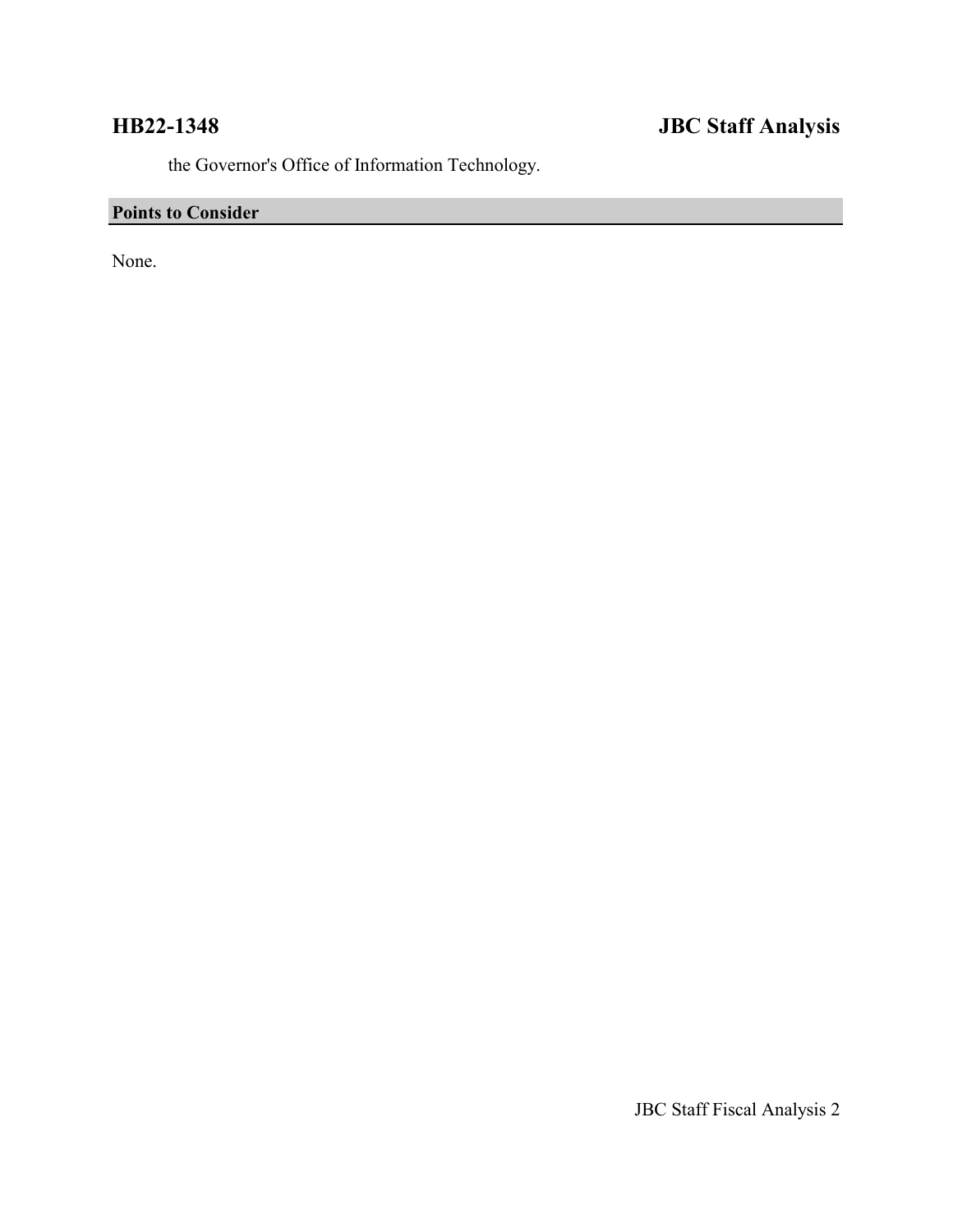the Governor's Office of Information Technology.

## Points to Consider

None.